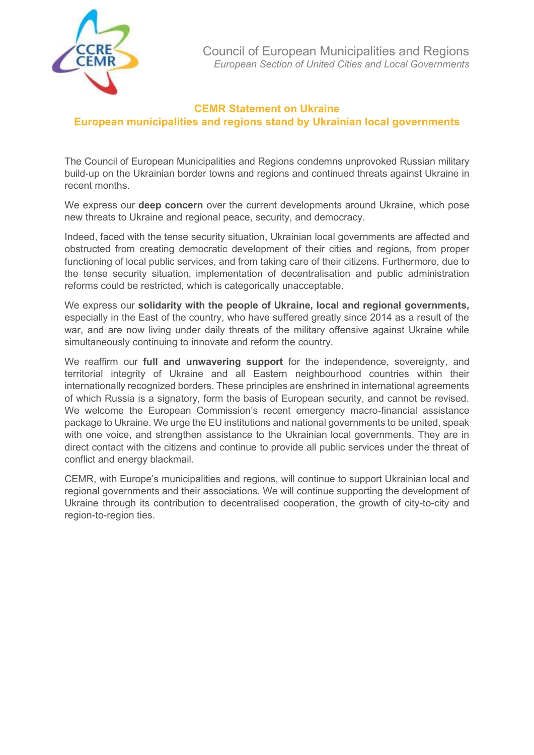Council of European Municipalities and Regions
*European Section of United Cities and Local Governments*

## CEMR Statement on Ukraine

## European municipalities and regions stand by Ukrainian local governments

The Council of European Municipalities and Regions condemns unprovoked Russian military build-up on the Ukrainian border towns and regions and continued threats against Ukraine in recent months.

We express our **deep concern** over the current developments around Ukraine, which pose new threats to Ukraine and regional peace, security, and democracy.

Indeed, faced with the tense security situation, Ukrainian local governments are affected and obstructed from creating democratic development of their cities and regions, from proper functioning of local public services, and from taking care of their citizens. Furthermore, due to the tense security situation, implementation of decentralisation and public administration reforms could be restricted, which is categorically unacceptable.

We express our **solidarity with the people of Ukraine, local and regional governments,** especially in the East of the country, who have suffered greatly since 2014 as a result of the war, and are now living under daily threats of the military offensive against Ukraine while simultaneously continuing to innovate and reform the country.

We reaffirm our **full and unwavering support** for the independence, sovereignty, and territorial integrity of Ukraine and all Eastern neighbourhood countries within their internationally recognized borders. These principles are enshrined in international agreements of which Russia is a signatory, form the basis of European security, and cannot be revised. We welcome the European Commission's recent emergency macro-financial assistance package to Ukraine. We urge the EU institutions and national governments to be united, speak with one voice, and strengthen assistance to the Ukrainian local governments. They are in direct contact with the citizens and continue to provide all public services under the threat of conflict and energy blackmail.

CEMR, with Europe's municipalities and regions, will continue to support Ukrainian local and regional governments and their associations. We will continue supporting the development of Ukraine through its contribution to decentralised cooperation, the growth of city-to-city and region-to-region ties.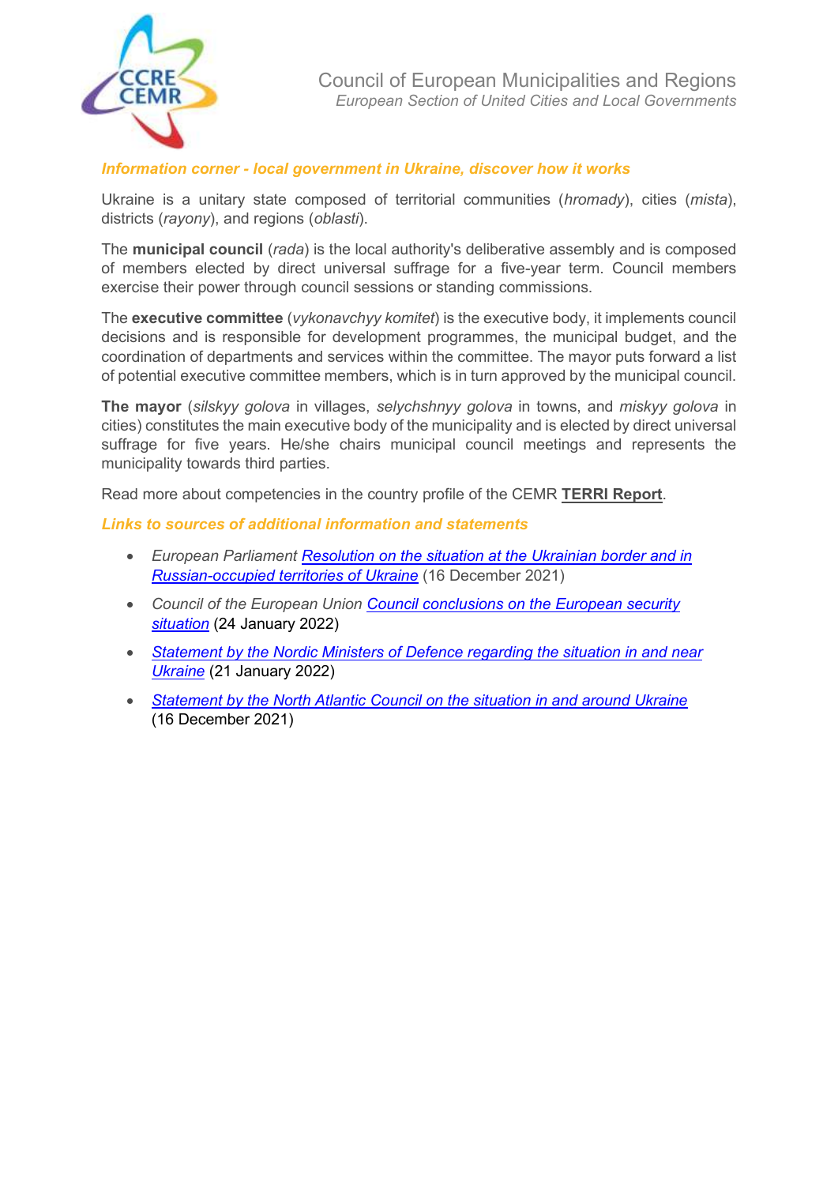### *Information corner - local government in Ukraine, discover how it works*

Ukraine is a unitary state composed of territorial communities (*hromady*), cities (*mista*), districts (*rayony*), and regions (*oblasti*).

The **municipal council** (*rada*) is the local authority's deliberative assembly and is composed of members elected by direct universal suffrage for a five-year term. Council members exercise their power through council sessions or standing commissions.

The **executive committee** (*vykonavchyy komitet*) is the executive body, it implements council decisions and is responsible for development programmes, the municipal budget, and the coordination of departments and services within the committee. The mayor puts forward a list of potential executive committee members, which is in turn approved by the municipal council.

**The mayor** (*silskyy golova* in villages, *selychshnyy golova* in towns, and *miskyy golova* in cities) constitutes the main executive body of the municipality and is elected by direct universal suffrage for five years. He/she chairs municipal council meetings and represents the municipality towards third parties.

Read more about competencies in the country profile of the CEMR **TERRI Report**.

### *Links to sources of additional information and statements*

- *European Parliament Resolution on the situation at the Ukrainian border and in Russian-occupied territories of Ukraine* (16 December 2021)
- *Council of the European Union Council conclusions on the European security situation* (24 January 2022)
- *Statement by the Nordic Ministers of Defence regarding the situation in and near Ukraine* (21 January 2022)
- *Statement by the North Atlantic Council on the situation in and around Ukraine* (16 December 2021)